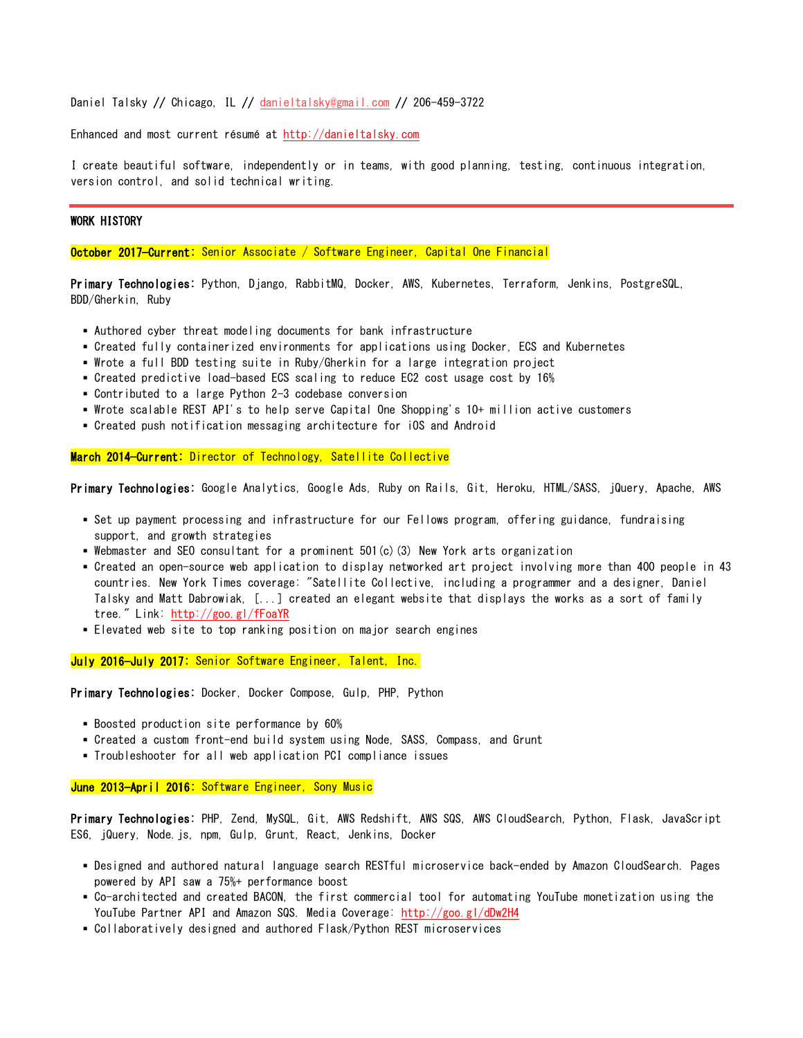Daniel Talsky // Chicago, IL // danieltalsky@gmail.com // 206-459-3722

Enhanced and most current résumé at http://danieltalsky.com

I create beautiful software, independently or in teams, with good planning, testing, continuous integration, version control, and solid technical writing.

---

## WORK HISTORY

### October 2017–Current: Senior Associate / Software Engineer, Capital One Financial

**Primary Technologies:** Python, Django, RabbitMQ, Docker, AWS, Kubernetes, Terraform, Jenkins, PostgreSQL, BDD/Gherkin, Ruby

- Authored cyber threat modeling documents for bank infrastructure
- Created fully containerized environments for applications using Docker, ECS and Kubernetes
- Wrote a full BDD testing suite in Ruby/Gherkin for a large integration project
- Created predictive load-based ECS scaling to reduce EC2 cost usage cost by 16%
- Contributed to a large Python 2-3 codebase conversion
- Wrote scalable REST API's to help serve Capital One Shopping's 10+ million active customers
- Created push notification messaging architecture for iOS and Android

### March 2014–Current: Director of Technology, Satellite Collective

**Primary Technologies:** Google Analytics, Google Ads, Ruby on Rails, Git, Heroku, HTML/SASS, jQuery, Apache, AWS

- Set up payment processing and infrastructure for our Fellows program, offering guidance, fundraising support, and growth strategies
- Webmaster and SEO consultant for a prominent 501(c)(3) New York arts organization
- Created an open-source web application to display networked art project involving more than 400 people in 43 countries. New York Times coverage: "Satellite Collective, including a programmer and a designer, Daniel Talsky and Matt Dabrowiak, [...] created an elegant website that displays the works as a sort of family tree." Link: http://goo.gl/fFoaYR
- Elevated web site to top ranking position on major search engines

### July 2016–July 2017: Senior Software Engineer, Talent, Inc.

**Primary Technologies:** Docker, Docker Compose, Gulp, PHP, Python

- Boosted production site performance by 60%
- Created a custom front-end build system using Node, SASS, Compass, and Grunt
- Troubleshooter for all web application PCI compliance issues

### June 2013–April 2016: Software Engineer, Sony Music

**Primary Technologies:** PHP, Zend, MySQL, Git, AWS Redshift, AWS SQS, AWS CloudSearch, Python, Flask, JavaScript ES6, jQuery, Node.js, npm, Gulp, Grunt, React, Jenkins, Docker

- Designed and authored natural language search RESTful microservice back-ended by Amazon CloudSearch. Pages powered by API saw a 75%+ performance boost
- Co-architected and created BACON, the first commercial tool for automating YouTube monetization using the YouTube Partner API and Amazon SQS. Media Coverage: http://goo.gl/dDw2H4
- Collaboratively designed and authored Flask/Python REST microservices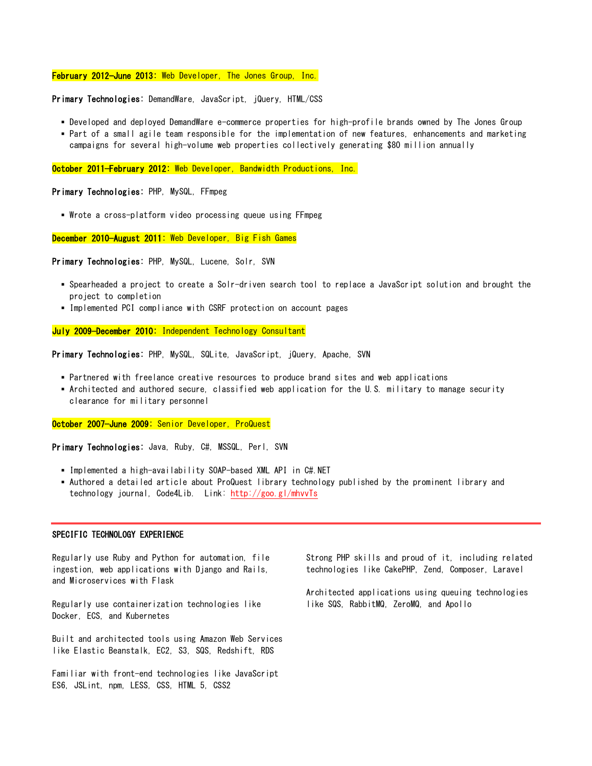**February 2012–June 2013:** Web Developer, The Jones Group, Inc.

**Primary Technologies:** DemandWare, JavaScript, jQuery, HTML/CSS

- Developed and deployed DemandWare e-commerce properties for high-profile brands owned by The Jones Group
- Part of a small agile team responsible for the implementation of new features, enhancements and marketing campaigns for several high-volume web properties collectively generating $80 million annually

**October 2011–February 2012:** Web Developer, Bandwidth Productions, Inc.

**Primary Technologies:** PHP, MySQL, FFmpeg

- Wrote a cross-platform video processing queue using FFmpeg

**December 2010–August 2011:** Web Developer, Big Fish Games

**Primary Technologies:** PHP, MySQL, Lucene, Solr, SVN

- Spearheaded a project to create a Solr-driven search tool to replace a JavaScript solution and brought the project to completion
- Implemented PCI compliance with CSRF protection on account pages

**July 2009–December 2010:** Independent Technology Consultant

**Primary Technologies:** PHP, MySQL, SQLite, JavaScript, jQuery, Apache, SVN

- Partnered with freelance creative resources to produce brand sites and web applications
- Architected and authored secure, classified web application for the U.S. military to manage security clearance for military personnel

**October 2007–June 2009:** Senior Developer, ProQuest

**Primary Technologies:** Java, Ruby, C#, MSSQL, Perl, SVN

- Implemented a high-availability SOAP-based XML API in C#.NET
- Authored a detailed article about ProQuest library technology published by the prominent library and technology journal, Code4Lib. Link: http://goo.gl/mhvvTs

---

## SPECIFIC TECHNOLOGY EXPERIENCE

Regularly use Ruby and Python for automation, file ingestion, web applications with Django and Rails, and Microservices with Flask

Regularly use containerization technologies like Docker, ECS, and Kubernetes

Built and architected tools using Amazon Web Services like Elastic Beanstalk, EC2, S3, SQS, Redshift, RDS

Familiar with front-end technologies like JavaScript ES6, JSLint, npm, LESS, CSS, HTML 5, CSS2

Strong PHP skills and proud of it, including related technologies like CakePHP, Zend, Composer, Laravel

Architected applications using queuing technologies like SQS, RabbitMQ, ZeroMQ, and Apollo